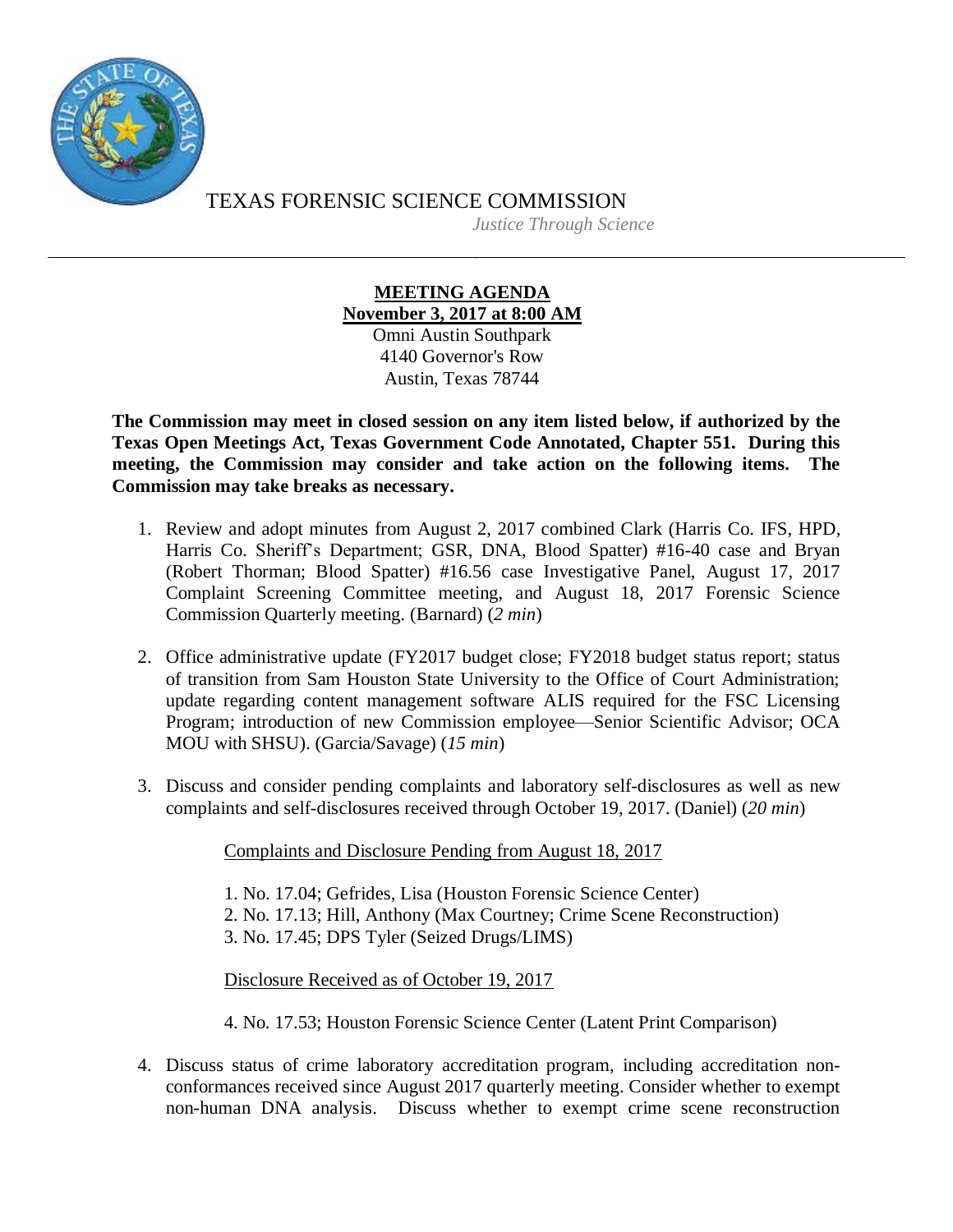TEXAS FORENSIC SCIENCE COMMISSION

*Justice Through Science*

---

**MEETING AGENDA**
**November 3, 2017 at 8:00 AM**
Omni Austin Southpark
4140 Governor's Row
Austin, Texas 78744

**The Commission may meet in closed session on any item listed below, if authorized by the Texas Open Meetings Act, Texas Government Code Annotated, Chapter 551. During this meeting, the Commission may consider and take action on the following items. The Commission may take breaks as necessary.**

1. Review and adopt minutes from August 2, 2017 combined Clark (Harris Co. IFS, HPD, Harris Co. Sheriff's Department; GSR, DNA, Blood Spatter) #16-40 case and Bryan (Robert Thorman; Blood Spatter) #16.56 case Investigative Panel, August 17, 2017 Complaint Screening Committee meeting, and August 18, 2017 Forensic Science Commission Quarterly meeting. (Barnard) (*2 min*)

2. Office administrative update (FY2017 budget close; FY2018 budget status report; status of transition from Sam Houston State University to the Office of Court Administration; update regarding content management software ALIS required for the FSC Licensing Program; introduction of new Commission employee—Senior Scientific Advisor; OCA MOU with SHSU). (Garcia/Savage) (*15 min*)

3. Discuss and consider pending complaints and laboratory self-disclosures as well as new complaints and self-disclosures received through October 19, 2017. (Daniel) (*20 min*)

   Complaints and Disclosure Pending from August 18, 2017

   1. No. 17.04; Gefrides, Lisa (Houston Forensic Science Center)
   2. No. 17.13; Hill, Anthony (Max Courtney; Crime Scene Reconstruction)
   3. No. 17.45; DPS Tyler (Seized Drugs/LIMS)

   Disclosure Received as of October 19, 2017

   4. No. 17.53; Houston Forensic Science Center (Latent Print Comparison)

4. Discuss status of crime laboratory accreditation program, including accreditation non-conformances received since August 2017 quarterly meeting. Consider whether to exempt non-human DNA analysis. Discuss whether to exempt crime scene reconstruction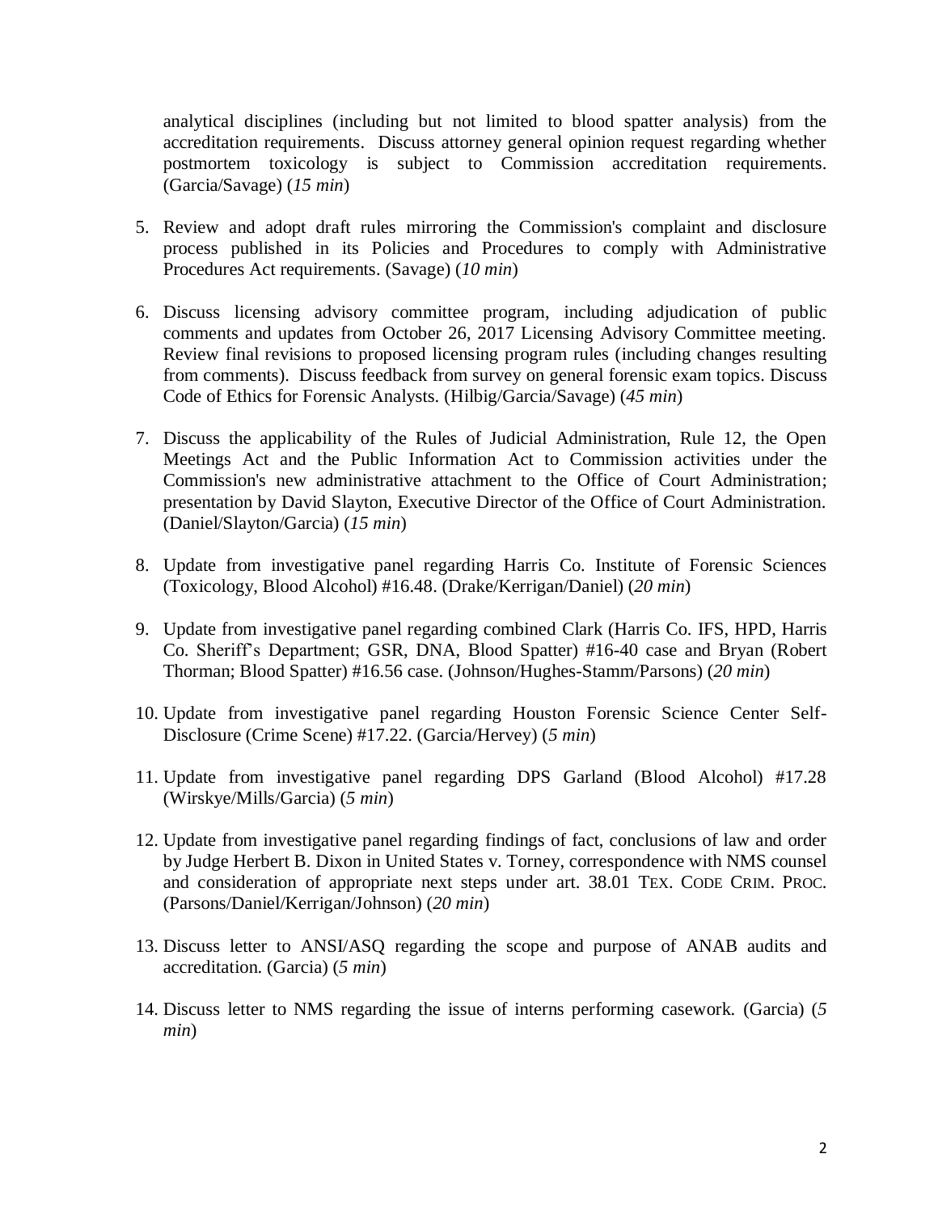analytical disciplines (including but not limited to blood spatter analysis) from the accreditation requirements. Discuss attorney general opinion request regarding whether postmortem toxicology is subject to Commission accreditation requirements. (Garcia/Savage) (*15 min*)

5. Review and adopt draft rules mirroring the Commission's complaint and disclosure process published in its Policies and Procedures to comply with Administrative Procedures Act requirements. (Savage) (*10 min*)

6. Discuss licensing advisory committee program, including adjudication of public comments and updates from October 26, 2017 Licensing Advisory Committee meeting. Review final revisions to proposed licensing program rules (including changes resulting from comments). Discuss feedback from survey on general forensic exam topics. Discuss Code of Ethics for Forensic Analysts. (Hilbig/Garcia/Savage) (*45 min*)

7. Discuss the applicability of the Rules of Judicial Administration, Rule 12, the Open Meetings Act and the Public Information Act to Commission activities under the Commission's new administrative attachment to the Office of Court Administration; presentation by David Slayton, Executive Director of the Office of Court Administration. (Daniel/Slayton/Garcia) (*15 min*)

8. Update from investigative panel regarding Harris Co. Institute of Forensic Sciences (Toxicology, Blood Alcohol) #16.48. (Drake/Kerrigan/Daniel) (*20 min*)

9. Update from investigative panel regarding combined Clark (Harris Co. IFS, HPD, Harris Co. Sheriff's Department; GSR, DNA, Blood Spatter) #16-40 case and Bryan (Robert Thorman; Blood Spatter) #16.56 case. (Johnson/Hughes-Stamm/Parsons) (*20 min*)

10. Update from investigative panel regarding Houston Forensic Science Center Self-Disclosure (Crime Scene) #17.22. (Garcia/Hervey) (*5 min*)

11. Update from investigative panel regarding DPS Garland (Blood Alcohol) #17.28 (Wirskye/Mills/Garcia) (*5 min*)

12. Update from investigative panel regarding findings of fact, conclusions of law and order by Judge Herbert B. Dixon in United States v. Torney, correspondence with NMS counsel and consideration of appropriate next steps under art. 38.01 TEX. CODE CRIM. PROC. (Parsons/Daniel/Kerrigan/Johnson) (*20 min*)

13. Discuss letter to ANSI/ASQ regarding the scope and purpose of ANAB audits and accreditation. (Garcia) (*5 min*)

14. Discuss letter to NMS regarding the issue of interns performing casework. (Garcia) (*5 min*)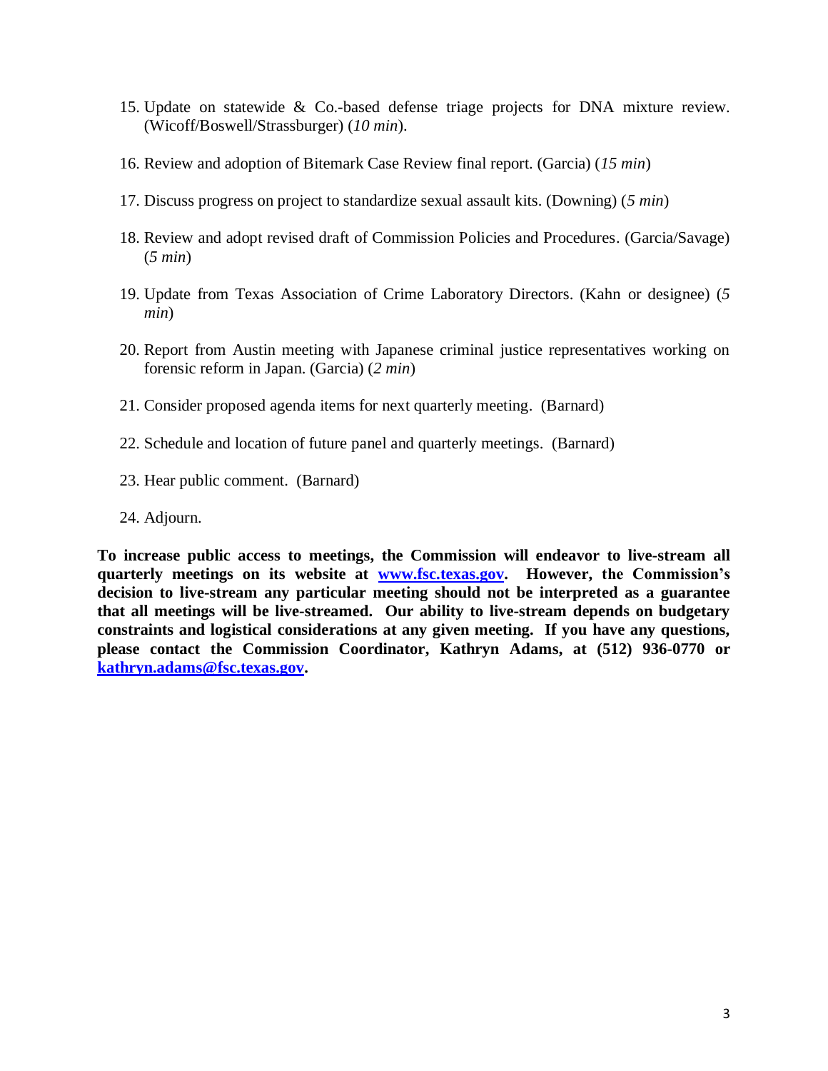15. Update on statewide & Co.-based defense triage projects for DNA mixture review. (Wicoff/Boswell/Strassburger) (*10 min*).

16. Review and adoption of Bitemark Case Review final report. (Garcia) (*15 min*)

17. Discuss progress on project to standardize sexual assault kits. (Downing) (*5 min*)

18. Review and adopt revised draft of Commission Policies and Procedures. (Garcia/Savage) (*5 min*)

19. Update from Texas Association of Crime Laboratory Directors. (Kahn or designee) (*5 min*)

20. Report from Austin meeting with Japanese criminal justice representatives working on forensic reform in Japan. (Garcia) (*2 min*)

21. Consider proposed agenda items for next quarterly meeting. (Barnard)

22. Schedule and location of future panel and quarterly meetings. (Barnard)

23. Hear public comment. (Barnard)

24. Adjourn.

**To increase public access to meetings, the Commission will endeavor to live-stream all quarterly meetings on its website at [www.fsc.texas.gov](http://www.fsc.texas.gov). However, the Commission's decision to live-stream any particular meeting should not be interpreted as a guarantee that all meetings will be live-streamed. Our ability to live-stream depends on budgetary constraints and logistical considerations at any given meeting. If you have any questions, please contact the Commission Coordinator, Kathryn Adams, at (512) 936-0770 or [kathryn.adams@fsc.texas.gov](mailto:kathryn.adams@fsc.texas.gov).**